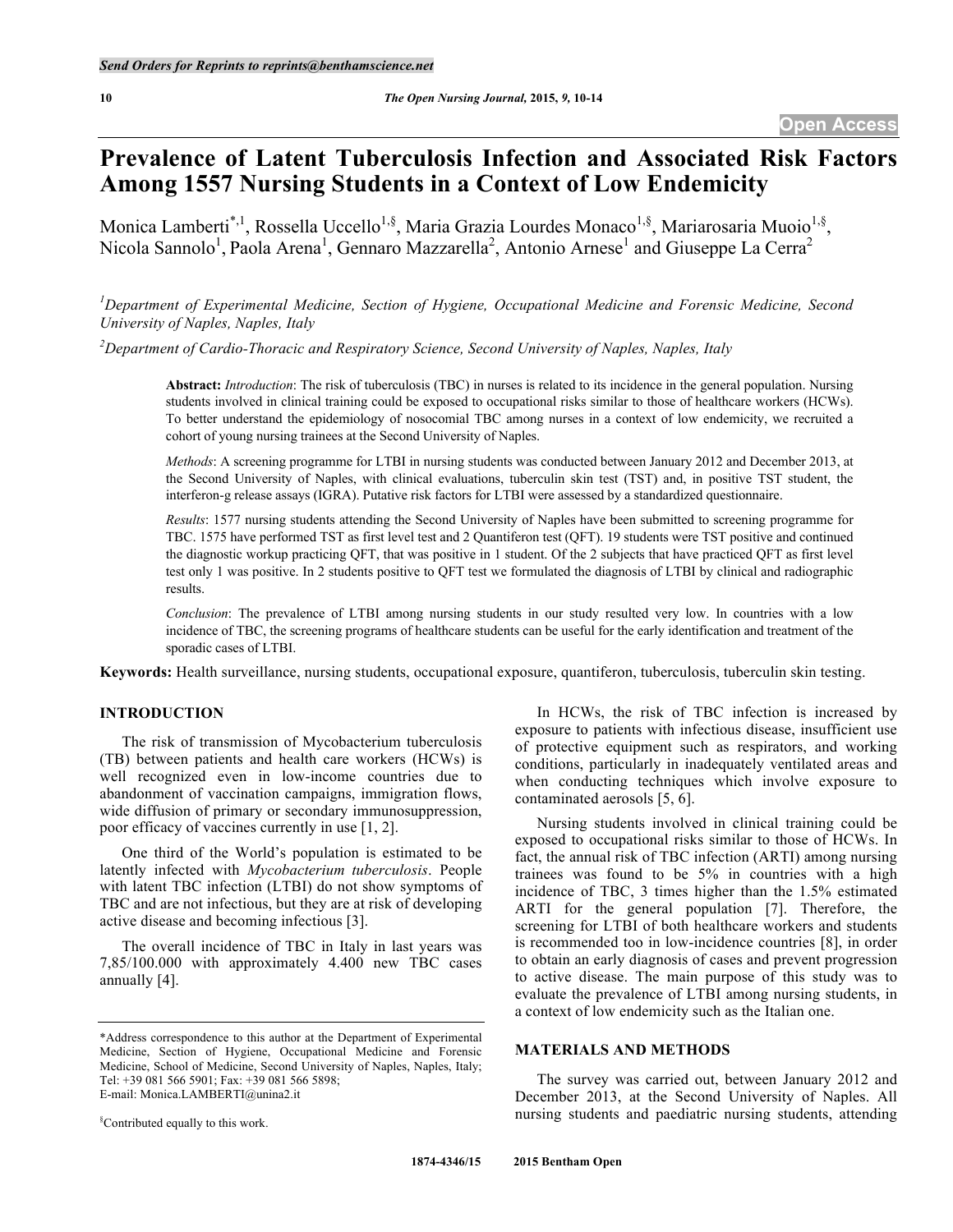# Prevalence of Latent Tuberculosis Infection and Associated Risk Factors Among 1557 Nursing Students in a Context of Low Endemicity

Monica Lamberti[*,1], Rossella Uccello[1,§], Maria Grazia Lourdes Monaco[1,§], Mariarosaria Muoio[1,§], Nicola Sannolo[1], Paola Arena[1], Gennaro Mazzarella[2], Antonio Arnese[1] and Giuseppe La Cerra[2]

[1]Department of Experimental Medicine, Section of Hygiene, Occupational Medicine and Forensic Medicine, Second University of Naples, Naples, Italy

[2]Department of Cardio-Thoracic and Respiratory Science, Second University of Naples, Naples, Italy

**Abstract:** *Introduction*: The risk of tuberculosis (TBC) in nurses is related to its incidence in the general population. Nursing students involved in clinical training could be exposed to occupational risks similar to those of healthcare workers (HCWs). To better understand the epidemiology of nosocomial TBC among nurses in a context of low endemicity, we recruited a cohort of young nursing trainees at the Second University of Naples.

*Methods*: A screening programme for LTBI in nursing students was conducted between January 2012 and December 2013, at the Second University of Naples, with clinical evaluations, tuberculin skin test (TST) and, in positive TST student, the interferon-g release assays (IGRA). Putative risk factors for LTBI were assessed by a standardized questionnaire.

*Results*: 1577 nursing students attending the Second University of Naples have been submitted to screening programme for TBC. 1575 have performed TST as first level test and 2 Quantiferon test (QFT). 19 students were TST positive and continued the diagnostic workup practicing QFT, that was positive in 1 student. Of the 2 subjects that have practiced QFT as first level test only 1 was positive. In 2 students positive to QFT test we formulated the diagnosis of LTBI by clinical and radiographic results.

*Conclusion*: The prevalence of LTBI among nursing students in our study resulted very low. In countries with a low incidence of TBC, the screening programs of healthcare students can be useful for the early identification and treatment of the sporadic cases of LTBI.

**Keywords:** Health surveillance, nursing students, occupational exposure, quantiferon, tuberculosis, tuberculin skin testing.

## INTRODUCTION

The risk of transmission of Mycobacterium tuberculosis (TB) between patients and health care workers (HCWs) is well recognized even in low-income countries due to abandonment of vaccination campaigns, immigration flows, wide diffusion of primary or secondary immunosuppression, poor efficacy of vaccines currently in use [1, 2].

One third of the World's population is estimated to be latently infected with *Mycobacterium tuberculosis*. People with latent TBC infection (LTBI) do not show symptoms of TBC and are not infectious, but they are at risk of developing active disease and becoming infectious [3].

The overall incidence of TBC in Italy in last years was 7,85/100.000 with approximately 4.400 new TBC cases annually [4].

In HCWs, the risk of TBC infection is increased by exposure to patients with infectious disease, insufficient use of protective equipment such as respirators, and working conditions, particularly in inadequately ventilated areas and when conducting techniques which involve exposure to contaminated aerosols [5, 6].

Nursing students involved in clinical training could be exposed to occupational risks similar to those of HCWs. In fact, the annual risk of TBC infection (ARTI) among nursing trainees was found to be 5% in countries with a high incidence of TBC, 3 times higher than the 1.5% estimated ARTI for the general population [7]. Therefore, the screening for LTBI of both healthcare workers and students is recommended too in low-incidence countries [8], in order to obtain an early diagnosis of cases and prevent progression to active disease. The main purpose of this study was to evaluate the prevalence of LTBI among nursing students, in a context of low endemicity such as the Italian one.

## MATERIALS AND METHODS

The survey was carried out, between January 2012 and December 2013, at the Second University of Naples. All nursing students and paediatric nursing students, attending

*Address correspondence to this author at the Department of Experimental Medicine, Section of Hygiene, Occupational Medicine and Forensic Medicine, School of Medicine, Second University of Naples, Naples, Italy; Tel: +39 081 566 5901; Fax: +39 081 566 5898; E-mail: Monica.LAMBERTI@unina2.it

§Contributed equally to this work.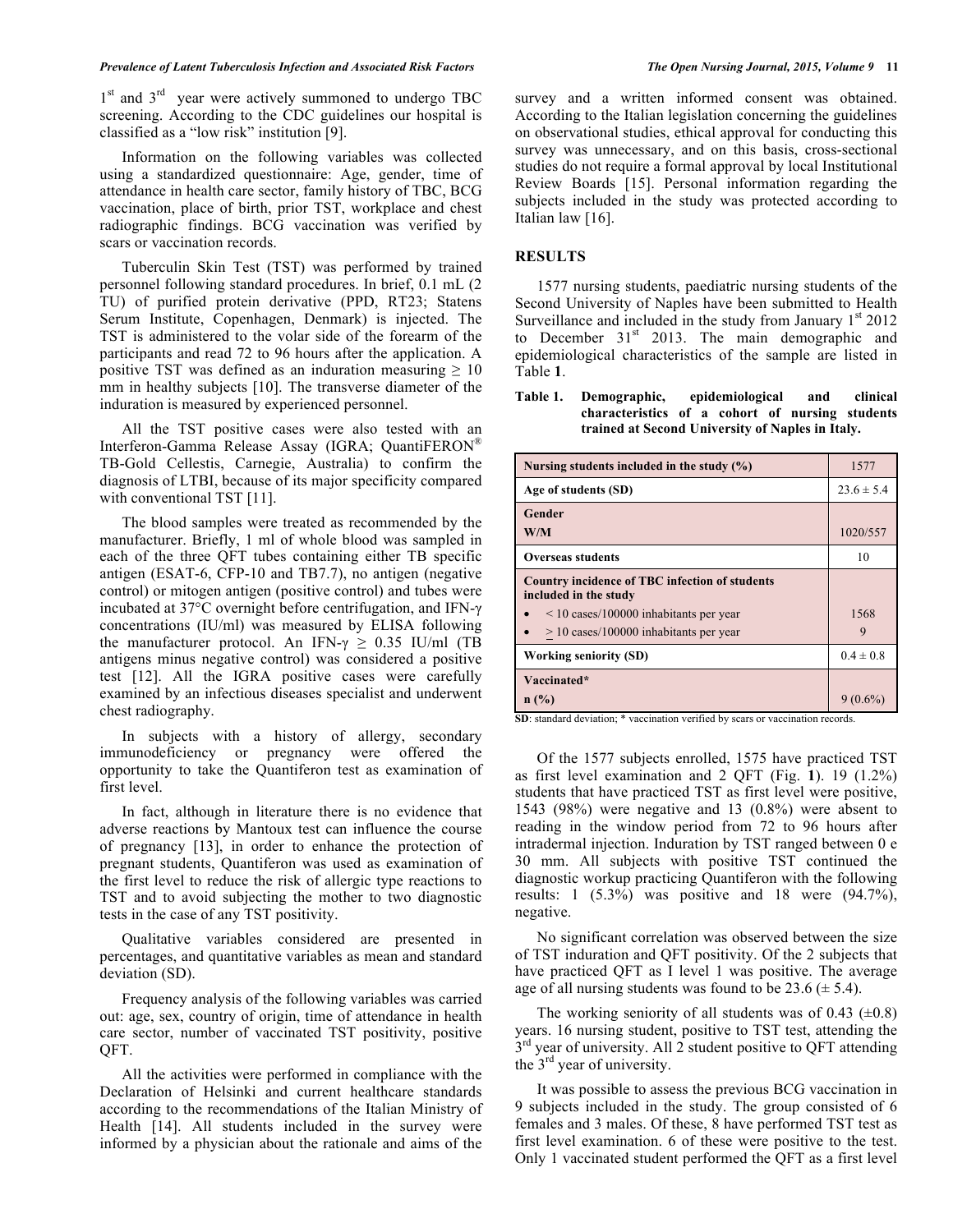1st and 3rd year were actively summoned to undergo TBC screening. According to the CDC guidelines our hospital is classified as a "low risk" institution [9].

Information on the following variables was collected using a standardized questionnaire: Age, gender, time of attendance in health care sector, family history of TBC, BCG vaccination, place of birth, prior TST, workplace and chest radiographic findings. BCG vaccination was verified by scars or vaccination records.

Tuberculin Skin Test (TST) was performed by trained personnel following standard procedures. In brief, 0.1 mL (2 TU) of purified protein derivative (PPD, RT23; Statens Serum Institute, Copenhagen, Denmark) is injected. The TST is administered to the volar side of the forearm of the participants and read 72 to 96 hours after the application. A positive TST was defined as an induration measuring ≥ 10 mm in healthy subjects [10]. The transverse diameter of the induration is measured by experienced personnel.

All the TST positive cases were also tested with an Interferon-Gamma Release Assay (IGRA; QuantiFERON® TB-Gold Cellestis, Carnegie, Australia) to confirm the diagnosis of LTBI, because of its major specificity compared with conventional TST [11].

The blood samples were treated as recommended by the manufacturer. Briefly, 1 ml of whole blood was sampled in each of the three QFT tubes containing either TB specific antigen (ESAT-6, CFP-10 and TB7.7), no antigen (negative control) or mitogen antigen (positive control) and tubes were incubated at 37°C overnight before centrifugation, and IFN-γ concentrations (IU/ml) was measured by ELISA following the manufacturer protocol. An IFN-γ ≥ 0.35 IU/ml (TB antigens minus negative control) was considered a positive test [12]. All the IGRA positive cases were carefully examined by an infectious diseases specialist and underwent chest radiography.

In subjects with a history of allergy, secondary immunodeficiency or pregnancy were offered the opportunity to take the Quantiferon test as examination of first level.

In fact, although in literature there is no evidence that adverse reactions by Mantoux test can influence the course of pregnancy [13], in order to enhance the protection of pregnant students, Quantiferon was used as examination of the first level to reduce the risk of allergic type reactions to TST and to avoid subjecting the mother to two diagnostic tests in the case of any TST positivity.

Qualitative variables considered are presented in percentages, and quantitative variables as mean and standard deviation (SD).

Frequency analysis of the following variables was carried out: age, sex, country of origin, time of attendance in health care sector, number of vaccinated TST positivity, positive QFT.

All the activities were performed in compliance with the Declaration of Helsinki and current healthcare standards according to the recommendations of the Italian Ministry of Health [14]. All students included in the survey were informed by a physician about the rationale and aims of the survey and a written informed consent was obtained. According to the Italian legislation concerning the guidelines on observational studies, ethical approval for conducting this survey was unnecessary, and on this basis, cross-sectional studies do not require a formal approval by local Institutional Review Boards [15]. Personal information regarding the subjects included in the study was protected according to Italian law [16].

## RESULTS

1577 nursing students, paediatric nursing students of the Second University of Naples have been submitted to Health Surveillance and included in the study from January 1st 2012 to December 31st 2013. The main demographic and epidemiological characteristics of the sample are listed in Table **1**.

**Table 1. Demographic, epidemiological and clinical characteristics of a cohort of nursing students trained at Second University of Naples in Italy.**

| | |
|---|---|
| **Nursing students included in the study (%)** | 1577 |
| **Age of students (SD)** | 23.6 ± 5.4 |
| **Gender** W/M | 1020/557 |
| **Overseas students** | 10 |
| **Country incidence of TBC infection of students included in the study** | |
| • < 10 cases/100000 inhabitants per year | 1568 |
| • ≥ 10 cases/100000 inhabitants per year | 9 |
| **Working seniority (SD)** | 0.4 ± 0.8 |
| **Vaccinated*** **n (%)** | 9 (0.6%) |

**SD**: standard deviation; * vaccination verified by scars or vaccination records.

Of the 1577 subjects enrolled, 1575 have practiced TST as first level examination and 2 QFT (Fig. **1**). 19 (1.2%) students that have practiced TST as first level were positive, 1543 (98%) were negative and 13 (0.8%) were absent to reading in the window period from 72 to 96 hours after intradermal injection. Induration by TST ranged between 0 e 30 mm. All subjects with positive TST continued the diagnostic workup practicing Quantiferon with the following results: 1 (5.3%) was positive and 18 were (94.7%), negative.

No significant correlation was observed between the size of TST induration and QFT positivity. Of the 2 subjects that have practiced QFT as I level 1 was positive. The average age of all nursing students was found to be 23.6 (± 5.4).

The working seniority of all students was of 0.43 (±0.8) years. 16 nursing student, positive to TST test, attending the 3rd year of university. All 2 student positive to QFT attending the 3rd year of university.

It was possible to assess the previous BCG vaccination in 9 subjects included in the study. The group consisted of 6 females and 3 males. Of these, 8 have performed TST test as first level examination. 6 of these were positive to the test. Only 1 vaccinated student performed the QFT as a first level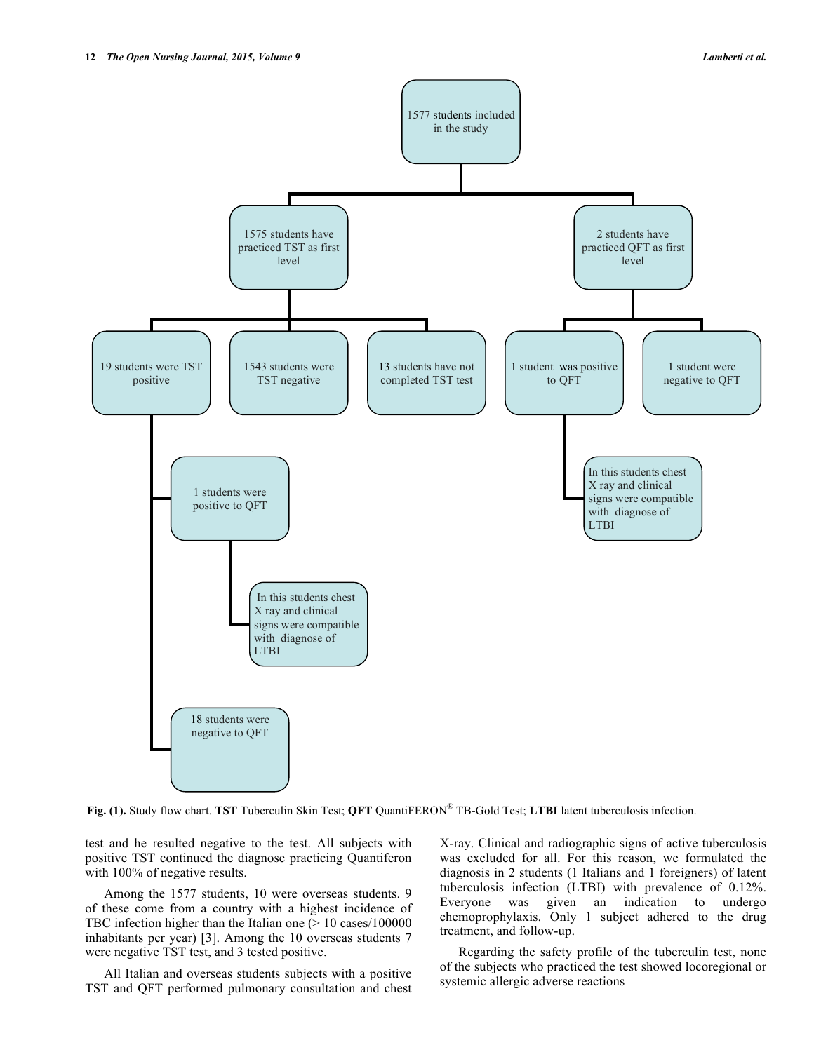1577 students included in the study

1575 students have practiced TST as first level

2 students have practiced QFT as first level

19 students were TST positive

1543 students were TST negative

13 students have not completed TST test

1 student was positive to QFT

1 student were negative to QFT

1 students were positive to QFT

In this students chest X ray and clinical signs were compatible with diagnose of LTBI

In this students chest X ray and clinical signs were compatible with diagnose of LTBI

18 students were negative to QFT

**Fig. (1).** Study flow chart. **TST** Tuberculin Skin Test; **QFT** QuantiFERON® TB-Gold Test; **LTBI** latent tuberculosis infection.

test and he resulted negative to the test. All subjects with positive TST continued the diagnose practicing Quantiferon with 100% of negative results.

Among the 1577 students, 10 were overseas students. 9 of these come from a country with a highest incidence of TBC infection higher than the Italian one (> 10 cases/100000 inhabitants per year) [3]. Among the 10 overseas students 7 were negative TST test, and 3 tested positive.

All Italian and overseas students subjects with a positive TST and QFT performed pulmonary consultation and chest X-ray. Clinical and radiographic signs of active tuberculosis was excluded for all. For this reason, we formulated the diagnosis in 2 students (1 Italians and 1 foreigners) of latent tuberculosis infection (LTBI) with prevalence of 0.12%. Everyone was given an indication to undergo chemoprophylaxis. Only 1 subject adhered to the drug treatment, and follow-up.

Regarding the safety profile of the tuberculin test, none of the subjects who practiced the test showed locoregional or systemic allergic adverse reactions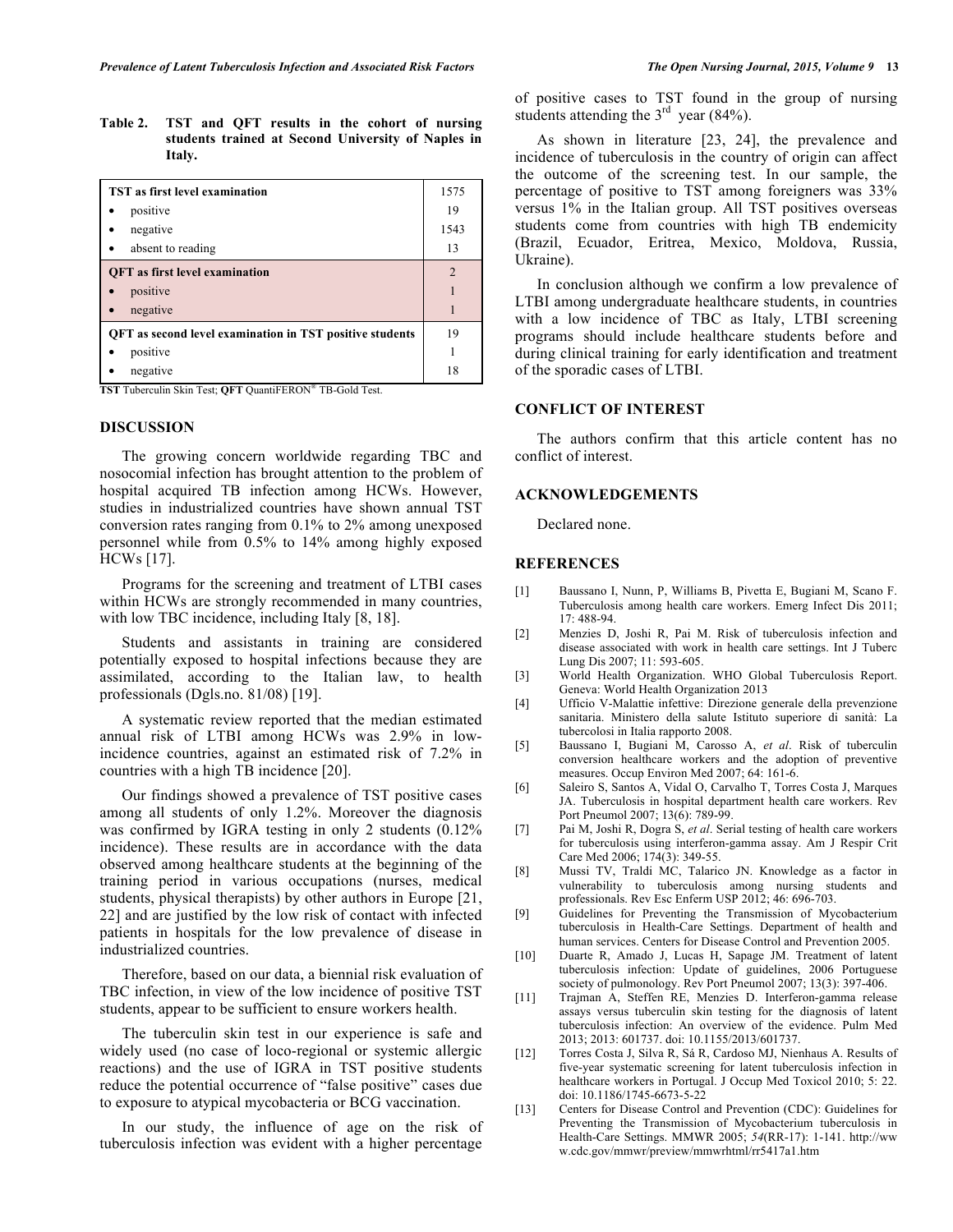**Table 2. TST and QFT results in the cohort of nursing students trained at Second University of Naples in Italy.**

| | |
|---|---|
| **TST as first level examination** | 1575 |
| • positive | 19 |
| • negative | 1543 |
| • absent to reading | 13 |
| **QFT as first level examination** | 2 |
| • positive | 1 |
| • negative | 1 |
| **QFT as second level examination in TST positive students** | 19 |
| • positive | 1 |
| • negative | 18 |

**TST** Tuberculin Skin Test; **QFT** QuantiFERON® TB-Gold Test.

## DISCUSSION

The growing concern worldwide regarding TBC and nosocomial infection has brought attention to the problem of hospital acquired TB infection among HCWs. However, studies in industrialized countries have shown annual TST conversion rates ranging from 0.1% to 2% among unexposed personnel while from 0.5% to 14% among highly exposed HCWs [17].

Programs for the screening and treatment of LTBI cases within HCWs are strongly recommended in many countries, with low TBC incidence, including Italy [8, 18].

Students and assistants in training are considered potentially exposed to hospital infections because they are assimilated, according to the Italian law, to health professionals (Dgls.no. 81/08) [19].

A systematic review reported that the median estimated annual risk of LTBI among HCWs was 2.9% in low-incidence countries, against an estimated risk of 7.2% in countries with a high TB incidence [20].

Our findings showed a prevalence of TST positive cases among all students of only 1.2%. Moreover the diagnosis was confirmed by IGRA testing in only 2 students (0.12% incidence). These results are in accordance with the data observed among healthcare students at the beginning of the training period in various occupations (nurses, medical students, physical therapists) by other authors in Europe [21, 22] and are justified by the low risk of contact with infected patients in hospitals for the low prevalence of disease in industrialized countries.

Therefore, based on our data, a biennial risk evaluation of TBC infection, in view of the low incidence of positive TST students, appear to be sufficient to ensure workers health.

The tuberculin skin test in our experience is safe and widely used (no case of loco-regional or systemic allergic reactions) and the use of IGRA in TST positive students reduce the potential occurrence of "false positive" cases due to exposure to atypical mycobacteria or BCG vaccination.

In our study, the influence of age on the risk of tuberculosis infection was evident with a higher percentage of positive cases to TST found in the group of nursing students attending the 3rd year (84%).

As shown in literature [23, 24], the prevalence and incidence of tuberculosis in the country of origin can affect the outcome of the screening test. In our sample, the percentage of positive to TST among foreigners was 33% versus 1% in the Italian group. All TST positives overseas students come from countries with high TB endemicity (Brazil, Ecuador, Eritrea, Mexico, Moldova, Russia, Ukraine).

In conclusion although we confirm a low prevalence of LTBI among undergraduate healthcare students, in countries with a low incidence of TBC as Italy, LTBI screening programs should include healthcare students before and during clinical training for early identification and treatment of the sporadic cases of LTBI.

## CONFLICT OF INTEREST

The authors confirm that this article content has no conflict of interest.

## ACKNOWLEDGEMENTS

Declared none.

## REFERENCES

[1] Baussano I, Nunn, P, Williams B, Pivetta E, Bugiani M, Scano F. Tuberculosis among health care workers. Emerg Infect Dis 2011; 17: 488-94.

[2] Menzies D, Joshi R, Pai M. Risk of tuberculosis infection and disease associated with work in health care settings. Int J Tuberc Lung Dis 2007; 11: 593-605.

[3] World Health Organization. WHO Global Tuberculosis Report. Geneva: World Health Organization 2013

[4] Ufficio V-Malattie infettive: Direzione generale della prevenzione sanitaria. Ministero della salute Istituto superiore di sanità: La tubercolosi in Italia rapporto 2008.

[5] Baussano I, Bugiani M, Carosso A, *et al*. Risk of tuberculin conversion healthcare workers and the adoption of preventive measures. Occup Environ Med 2007; 64: 161-6.

[6] Saleiro S, Santos A, Vidal O, Carvalho T, Torres Costa J, Marques JA. Tuberculosis in hospital department health care workers. Rev Port Pneumol 2007; 13(6): 789-99.

[7] Pai M, Joshi R, Dogra S, *et al*. Serial testing of health care workers for tuberculosis using interferon-gamma assay. Am J Respir Crit Care Med 2006; 174(3): 349-55.

[8] Mussi TV, Traldi MC, Talarico JN. Knowledge as a factor in vulnerability to tuberculosis among nursing students and professionals. Rev Esc Enferm USP 2012; 46: 696-703.

[9] Guidelines for Preventing the Transmission of Mycobacterium tuberculosis in Health-Care Settings. Department of health and human services. Centers for Disease Control and Prevention 2005.

[10] Duarte R, Amado J, Lucas H, Sapage JM. Treatment of latent tuberculosis infection: Update of guidelines, 2006 Portuguese society of pulmonology. Rev Port Pneumol 2007; 13(3): 397-406.

[11] Trajman A, Steffen RE, Menzies D. Interferon-gamma release assays versus tuberculin skin testing for the diagnosis of latent tuberculosis infection: An overview of the evidence. Pulm Med 2013; 2013: 601737. doi: 10.1155/2013/601737.

[12] Torres Costa J, Silva R, Sá R, Cardoso MJ, Nienhaus A. Results of five-year systematic screening for latent tuberculosis infection in healthcare workers in Portugal. J Occup Med Toxicol 2010; 5: 22. doi: 10.1186/1745-6673-5-22

[13] Centers for Disease Control and Prevention (CDC): Guidelines for Preventing the Transmission of Mycobacterium tuberculosis in Health-Care Settings. MMWR 2005; *54*(RR-17): 1-141. http://www.cdc.gov/mmwr/preview/mmwrhtml/rr5417a1.htm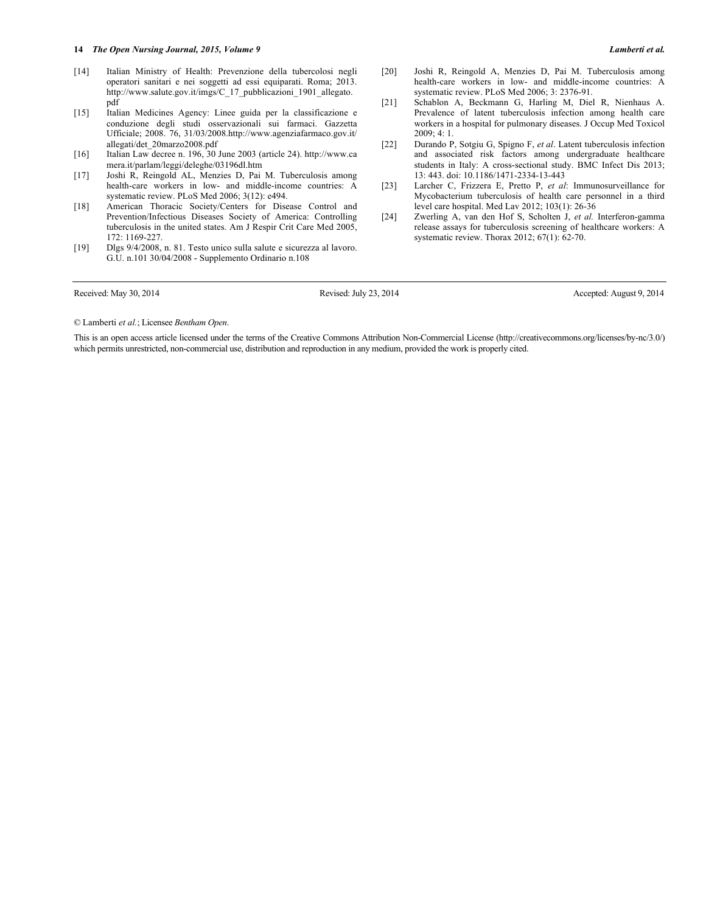[14] Italian Ministry of Health: Prevenzione della tubercolosi negli operatori sanitari e nei soggetti ad essi equiparati. Roma; 2013. http://www.salute.gov.it/imgs/C_17_pubblicazioni_1901_allegato.pdf

[15] Italian Medicines Agency: Linee guida per la classificazione e conduzione degli studi osservazionali sui farmaci. Gazzetta Ufficiale; 2008. 76, 31/03/2008.http://www.agenziafarmaco.gov.it/allegati/det_20marzo2008.pdf

[16] Italian Law decree n. 196, 30 June 2003 (article 24). http://www.camera.it/parlam/leggi/deleghe/03196dl.htm

[17] Joshi R, Reingold AL, Menzies D, Pai M. Tuberculosis among health-care workers in low- and middle-income countries: A systematic review. PLoS Med 2006; 3(12): e494.

[18] American Thoracic Society/Centers for Disease Control and Prevention/Infectious Diseases Society of America: Controlling tuberculosis in the united states. Am J Respir Crit Care Med 2005, 172: 1169-227.

[19] Dlgs 9/4/2008, n. 81. Testo unico sulla salute e sicurezza al lavoro. G.U. n.101 30/04/2008 - Supplemento Ordinario n.108

[20] Joshi R, Reingold A, Menzies D, Pai M. Tuberculosis among health-care workers in low- and middle-income countries: A systematic review. PLoS Med 2006; 3: 2376-91.

[21] Schablon A, Beckmann G, Harling M, Diel R, Nienhaus A. Prevalence of latent tuberculosis infection among health care workers in a hospital for pulmonary diseases. J Occup Med Toxicol 2009; 4: 1.

[22] Durando P, Sotgiu G, Spigno F, *et al*. Latent tuberculosis infection and associated risk factors among undergraduate healthcare students in Italy: A cross-sectional study. BMC Infect Dis 2013; 13: 443. doi: 10.1186/1471-2334-13-443

[23] Larcher C, Frizzera E, Pretto P, *et al*: Immunosurveillance for Mycobacterium tuberculosis of health care personnel in a third level care hospital. Med Lav 2012; 103(1): 26-36

[24] Zwerling A, van den Hof S, Scholten J, *et al.* Interferon-gamma release assays for tuberculosis screening of healthcare workers: A systematic review. Thorax 2012; 67(1): 62-70.

---

Received: May 30, 2014 Revised: July 23, 2014 Accepted: August 9, 2014

© Lamberti *et al.*; Licensee *Bentham Open*.

This is an open access article licensed under the terms of the Creative Commons Attribution Non-Commercial License (http://creativecommons.org/licenses/by-nc/3.0/) which permits unrestricted, non-commercial use, distribution and reproduction in any medium, provided the work is properly cited.